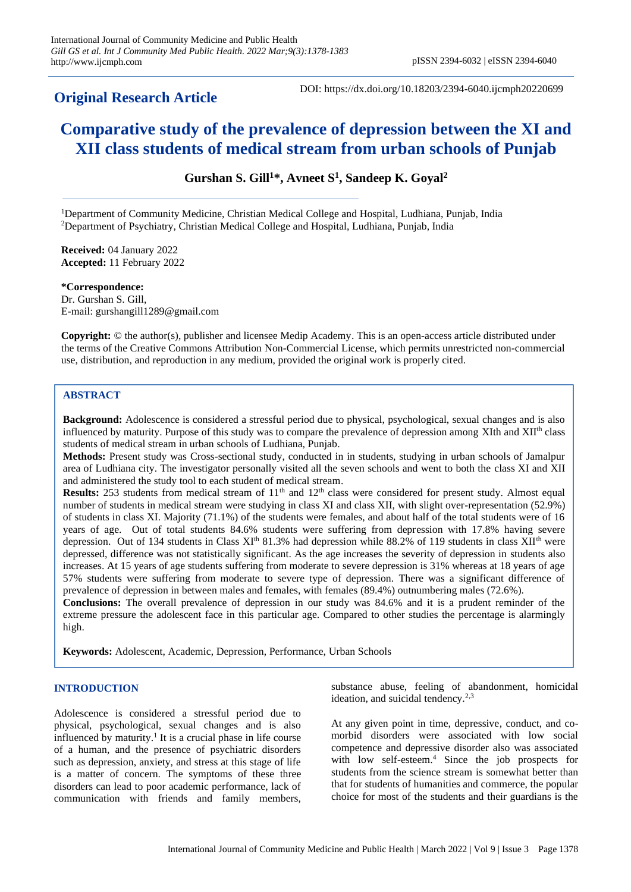## Original Research Article

DOI: https://dx.doi.org/10.18203/2394-6040.ijcmph20220699

# Comparative study of the prevalence of depression between the XI and XII class students of medical stream from urban schools of Punjab

**Gurshan S. Gill[1]*, Avneet S[1], Sandeep K. Goyal[2]**

[1]Department of Community Medicine, Christian Medical College and Hospital, Ludhiana, Punjab, India
[2]Department of Psychiatry, Christian Medical College and Hospital, Ludhiana, Punjab, India

**Received:** 04 January 2022
**Accepted:** 11 February 2022

**\*Correspondence:**
Dr. Gurshan S. Gill,
E-mail: gurshangill1289@gmail.com

**Copyright:** © the author(s), publisher and licensee Medip Academy. This is an open-access article distributed under the terms of the Creative Commons Attribution Non-Commercial License, which permits unrestricted non-commercial use, distribution, and reproduction in any medium, provided the original work is properly cited.

## ABSTRACT

**Background:** Adolescence is considered a stressful period due to physical, psychological, sexual changes and is also influenced by maturity. Purpose of this study was to compare the prevalence of depression among XIth and XII[th] class students of medical stream in urban schools of Ludhiana, Punjab.

**Methods:** Present study was Cross-sectional study, conducted in in students, studying in urban schools of Jamalpur area of Ludhiana city. The investigator personally visited all the seven schools and went to both the class XI and XII and administered the study tool to each student of medical stream.

**Results:** 253 students from medical stream of 11[th] and 12[th] class were considered for present study. Almost equal number of students in medical stream were studying in class XI and class XII, with slight over-representation (52.9%) of students in class XI. Majority (71.1%) of the students were females, and about half of the total students were of 16 years of age. Out of total students 84.6% students were suffering from depression with 17.8% having severe depression. Out of 134 students in Class XI[th] 81.3% had depression while 88.2% of 119 students in class XII[th] were depressed, difference was not statistically significant. As the age increases the severity of depression in students also increases. At 15 years of age students suffering from moderate to severe depression is 31% whereas at 18 years of age 57% students were suffering from moderate to severe type of depression. There was a significant difference of prevalence of depression in between males and females, with females (89.4%) outnumbering males (72.6%).

**Conclusions:** The overall prevalence of depression in our study was 84.6% and it is a prudent reminder of the extreme pressure the adolescent face in this particular age. Compared to other studies the percentage is alarmingly high.

**Keywords:** Adolescent, Academic, Depression, Performance, Urban Schools

## INTRODUCTION

Adolescence is considered a stressful period due to physical, psychological, sexual changes and is also influenced by maturity.[1] It is a crucial phase in life course of a human, and the presence of psychiatric disorders such as depression, anxiety, and stress at this stage of life is a matter of concern. The symptoms of these three disorders can lead to poor academic performance, lack of communication with friends and family members, substance abuse, feeling of abandonment, homicidal ideation, and suicidal tendency.[2,3]

At any given point in time, depressive, conduct, and co-morbid disorders were associated with low social competence and depressive disorder also was associated with low self-esteem.[4] Since the job prospects for students from the science stream is somewhat better than that for students of humanities and commerce, the popular choice for most of the students and their guardians is the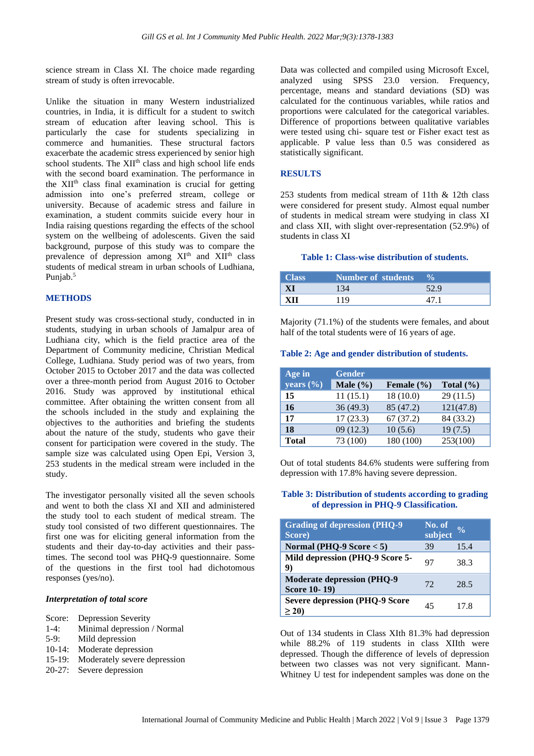science stream in Class XI. The choice made regarding stream of study is often irrevocable.

Unlike the situation in many Western industrialized countries, in India, it is difficult for a student to switch stream of education after leaving school. This is particularly the case for students specializing in commerce and humanities. These structural factors exacerbate the academic stress experienced by senior high school students. The XII[th] class and high school life ends with the second board examination. The performance in the XII[th] class final examination is crucial for getting admission into one's preferred stream, college or university. Because of academic stress and failure in examination, a student commits suicide every hour in India raising questions regarding the effects of the school system on the wellbeing of adolescents. Given the said background, purpose of this study was to compare the prevalence of depression among XI[th] and XII[th] class students of medical stream in urban schools of Ludhiana, Punjab.[5]

## METHODS

Present study was cross-sectional study, conducted in in students, studying in urban schools of Jamalpur area of Ludhiana city, which is the field practice area of the Department of Community medicine, Christian Medical College, Ludhiana. Study period was of two years, from October 2015 to October 2017 and the data was collected over a three-month period from August 2016 to October 2016. Study was approved by institutional ethical committee. After obtaining the written consent from all the schools included in the study and explaining the objectives to the authorities and briefing the students about the nature of the study, students who gave their consent for participation were covered in the study. The sample size was calculated using Open Epi, Version 3, 253 students in the medical stream were included in the study.

The investigator personally visited all the seven schools and went to both the class XI and XII and administered the study tool to each student of medical stream. The study tool consisted of two different questionnaires. The first one was for eliciting general information from the students and their day-to-day activities and their pass-times. The second tool was PHQ-9 questionnaire. Some of the questions in the first tool had dichotomous responses (yes/no).

### *Interpretation of total score*

Score: Depression Severity
1-4: Minimal depression / Normal
5-9: Mild depression
10-14: Moderate depression
15-19: Moderately severe depression
20-27: Severe depression

Data was collected and compiled using Microsoft Excel, analyzed using SPSS 23.0 version. Frequency, percentage, means and standard deviations (SD) was calculated for the continuous variables, while ratios and proportions were calculated for the categorical variables. Difference of proportions between qualitative variables were tested using chi- square test or Fisher exact test as applicable. P value less than 0.5 was considered as statistically significant.

## RESULTS

253 students from medical stream of 11th & 12th class were considered for present study. Almost equal number of students in medical stream were studying in class XI and class XII, with slight over-representation (52.9%) of students in class XI

**Table 1: Class-wise distribution of students.**

| Class | Number of students | % |
|---|---|---|
| **XI** | 134 | 52.9 |
| **XII** | 119 | 47.1 |

Majority (71.1%) of the students were females, and about half of the total students were of 16 years of age.

**Table 2: Age and gender distribution of students.**

| Age in years (%) | Gender | | |
|---|---|---|---|
| | **Male (%)** | **Female (%)** | **Total (%)** |
| **15** | 11 (15.1) | 18 (10.0) | 29 (11.5) |
| **16** | 36 (49.3) | 85 (47.2) | 121(47.8) |
| **17** | 17 (23.3) | 67 (37.2) | 84 (33.2) |
| **18** | 09 (12.3) | 10 (5.6) | 19 (7.5) |
| **Total** | 73 (100) | 180 (100) | 253(100) |

Out of total students 84.6% students were suffering from depression with 17.8% having severe depression.

**Table 3: Distribution of students according to grading of depression in PHQ-9 Classification.**

| Grading of depression (PHQ-9 Score) | No. of subject | % |
|---|---|---|
| **Normal (PHQ-9 Score < 5)** | 39 | 15.4 |
| **Mild depression (PHQ-9 Score 5-9)** | 97 | 38.3 |
| **Moderate depression (PHQ-9 Score 10- 19)** | 72 | 28.5 |
| **Severe depression (PHQ-9 Score ≥ 20)** | 45 | 17.8 |

Out of 134 students in Class XIth 81.3% had depression while 88.2% of 119 students in class XIIth were depressed. Though the difference of levels of depression between two classes was not very significant. Mann-Whitney U test for independent samples was done on the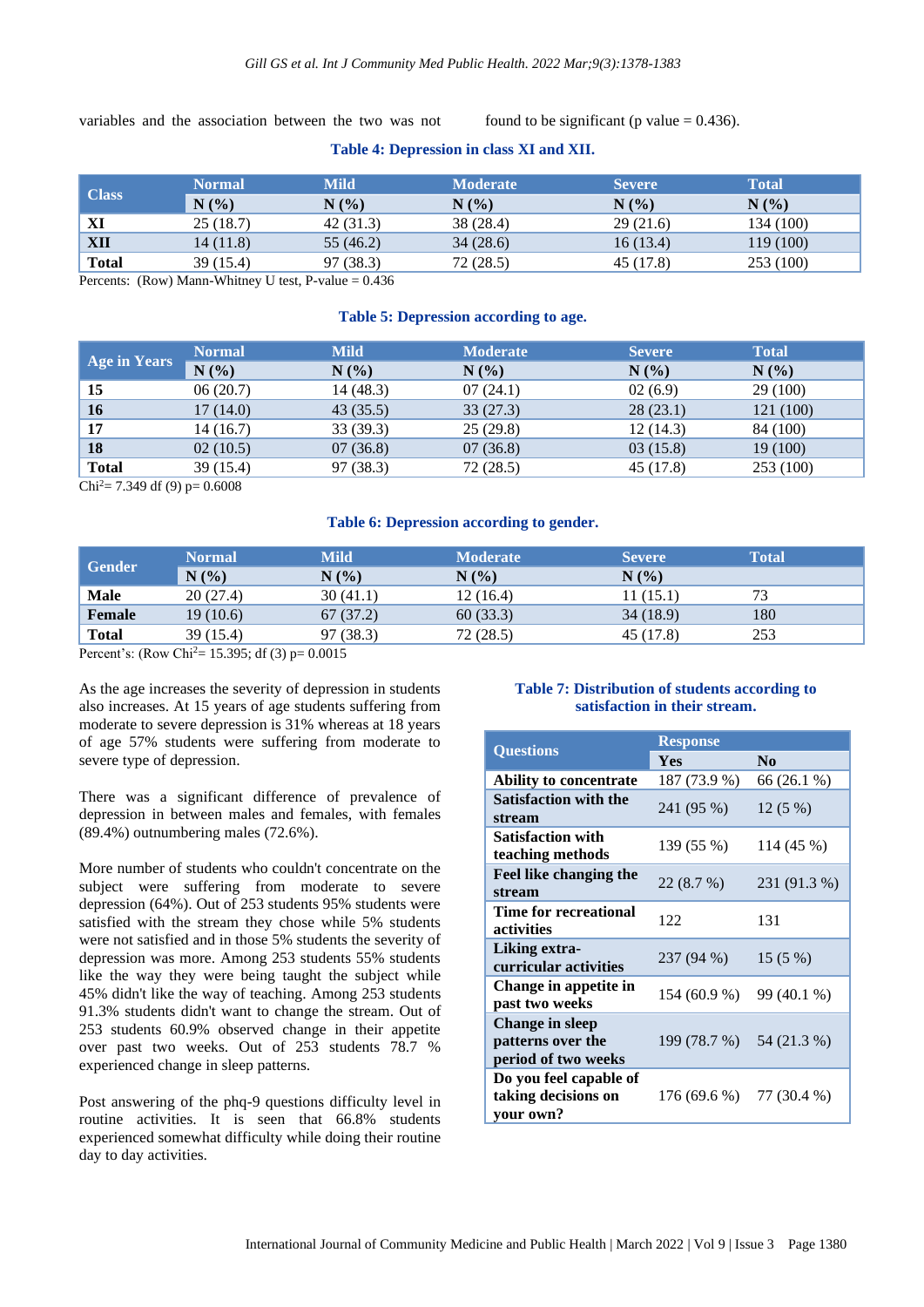variables and the association between the two was not found to be significant (p value = 0.436).

**Table 4: Depression in class XI and XII.**

| Class | Normal | Mild | Moderate | Severe | Total |
|---|---|---|---|---|---|
| | N (%) | N (%) | N (%) | N (%) | N (%) |
| **XI** | 25 (18.7) | 42 (31.3) | 38 (28.4) | 29 (21.6) | 134 (100) |
| **XII** | 14 (11.8) | 55 (46.2) | 34 (28.6) | 16 (13.4) | 119 (100) |
| **Total** | 39 (15.4) | 97 (38.3) | 72 (28.5) | 45 (17.8) | 253 (100) |

Percents: (Row) Mann-Whitney U test, P-value = 0.436

**Table 5: Depression according to age.**

| Age in Years | Normal | Mild | Moderate | Severe | Total |
|---|---|---|---|---|---|
| | N (%) | N (%) | N (%) | N (%) | N (%) |
| **15** | 06 (20.7) | 14 (48.3) | 07 (24.1) | 02 (6.9) | 29 (100) |
| **16** | 17 (14.0) | 43 (35.5) | 33 (27.3) | 28 (23.1) | 121 (100) |
| **17** | 14 (16.7) | 33 (39.3) | 25 (29.8) | 12 (14.3) | 84 (100) |
| **18** | 02 (10.5) | 07 (36.8) | 07 (36.8) | 03 (15.8) | 19 (100) |
| **Total** | 39 (15.4) | 97 (38.3) | 72 (28.5) | 45 (17.8) | 253 (100) |

$Chi^2$= 7.349 df (9) p= 0.6008

**Table 6: Depression according to gender.**

| Gender | Normal | Mild | Moderate | Severe | Total |
|---|---|---|---|---|---|
| | N (%) | N (%) | N (%) | N (%) | |
| **Male** | 20 (27.4) | 30 (41.1) | 12 (16.4) | 11 (15.1) | 73 |
| **Female** | 19 (10.6) | 67 (37.2) | 60 (33.3) | 34 (18.9) | 180 |
| **Total** | 39 (15.4) | 97 (38.3) | 72 (28.5) | 45 (17.8) | 253 |

Percent's: (Row $Chi^2$= 15.395; df (3) p= 0.0015

As the age increases the severity of depression in students also increases. At 15 years of age students suffering from moderate to severe depression is 31% whereas at 18 years of age 57% students were suffering from moderate to severe type of depression.

There was a significant difference of prevalence of depression in between males and females, with females (89.4%) outnumbering males (72.6%).

More number of students who couldn't concentrate on the subject were suffering from moderate to severe depression (64%). Out of 253 students 95% students were satisfied with the stream they chose while 5% students were not satisfied and in those 5% students the severity of depression was more. Among 253 students 55% students like the way they were being taught the subject while 45% didn't like the way of teaching. Among 253 students 91.3% students didn't want to change the stream. Out of 253 students 60.9% observed change in their appetite over past two weeks. Out of 253 students 78.7 % experienced change in sleep patterns.

Post answering of the phq-9 questions difficulty level in routine activities. It is seen that 66.8% students experienced somewhat difficulty while doing their routine day to day activities.

**Table 7: Distribution of students according to satisfaction in their stream.**

| Questions | Response | |
|---|---|---|
| | Yes | No |
| **Ability to concentrate** | 187 (73.9 %) | 66 (26.1 %) |
| **Satisfaction with the stream** | 241 (95 %) | 12 (5 %) |
| **Satisfaction with teaching methods** | 139 (55 %) | 114 (45 %) |
| **Feel like changing the stream** | 22 (8.7 %) | 231 (91.3 %) |
| **Time for recreational activities** | 122 | 131 |
| **Liking extra-curricular activities** | 237 (94 %) | 15 (5 %) |
| **Change in appetite in past two weeks** | 154 (60.9 %) | 99 (40.1 %) |
| **Change in sleep patterns over the period of two weeks** | 199 (78.7 %) | 54 (21.3 %) |
| **Do you feel capable of taking decisions on your own?** | 176 (69.6 %) | 77 (30.4 %) |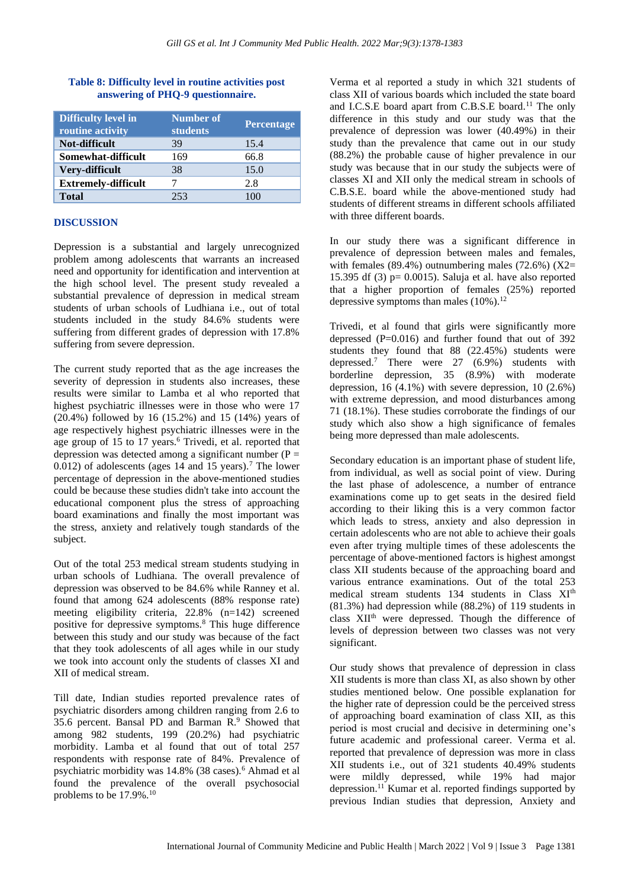**Table 8: Difficulty level in routine activities post answering of PHQ-9 questionnaire.**

| Difficulty level in routine activity | Number of students | Percentage |
|---|---|---|
| **Not-difficult** | 39 | 15.4 |
| **Somewhat-difficult** | 169 | 66.8 |
| **Very-difficult** | 38 | 15.0 |
| **Extremely-difficult** | 7 | 2.8 |
| **Total** | 253 | 100 |

## DISCUSSION

Depression is a substantial and largely unrecognized problem among adolescents that warrants an increased need and opportunity for identification and intervention at the high school level. The present study revealed a substantial prevalence of depression in medical stream students of urban schools of Ludhiana i.e., out of total students included in the study 84.6% students were suffering from different grades of depression with 17.8% suffering from severe depression.

The current study reported that as the age increases the severity of depression in students also increases, these results were similar to Lamba et al who reported that highest psychiatric illnesses were in those who were 17 (20.4%) followed by 16 (15.2%) and 15 (14%) years of age respectively highest psychiatric illnesses were in the age group of 15 to 17 years.[6] Trivedi, et al. reported that depression was detected among a significant number ($P = 0.012$) of adolescents (ages 14 and 15 years).[7] The lower percentage of depression in the above-mentioned studies could be because these studies didn't take into account the educational component plus the stress of approaching board examinations and finally the most important was the stress, anxiety and relatively tough standards of the subject.

Out of the total 253 medical stream students studying in urban schools of Ludhiana. The overall prevalence of depression was observed to be 84.6% while Ranney et al. found that among 624 adolescents (88% response rate) meeting eligibility criteria, 22.8% (n=142) screened positive for depressive symptoms.[8] This huge difference between this study and our study was because of the fact that they took adolescents of all ages while in our study we took into account only the students of classes XI and XII of medical stream.

Till date, Indian studies reported prevalence rates of psychiatric disorders among children ranging from 2.6 to 35.6 percent. Bansal PD and Barman R.[9] Showed that among 982 students, 199 (20.2%) had psychiatric morbidity. Lamba et al found that out of total 257 respondents with response rate of 84%. Prevalence of psychiatric morbidity was 14.8% (38 cases).[6] Ahmad et al found the prevalence of the overall psychosocial problems to be 17.9%.[10]

Verma et al reported a study in which 321 students of class XII of various boards which included the state board and I.C.S.E board apart from C.B.S.E board.[11] The only difference in this study and our study was that the prevalence of depression was lower (40.49%) in their study than the prevalence that came out in our study (88.2%) the probable cause of higher prevalence in our study was because that in our study the subjects were of classes XI and XII only the medical stream in schools of C.B.S.E. board while the above-mentioned study had students of different streams in different schools affiliated with three different boards.

In our study there was a significant difference in prevalence of depression between males and females, with females (89.4%) outnumbering males (72.6%) ($X2= 15.395$ df (3) $p= 0.0015$). Saluja et al. have also reported that a higher proportion of females (25%) reported depressive symptoms than males (10%).[12]

Trivedi, et al found that girls were significantly more depressed ($P=0.016$) and further found that out of 392 students they found that 88 (22.45%) students were depressed.[7] There were 27 (6.9%) students with borderline depression, 35 (8.9%) with moderate depression, 16 (4.1%) with severe depression, 10 (2.6%) with extreme depression, and mood disturbances among 71 (18.1%). These studies corroborate the findings of our study which also show a high significance of females being more depressed than male adolescents.

Secondary education is an important phase of student life, from individual, as well as social point of view. During the last phase of adolescence, a number of entrance examinations come up to get seats in the desired field according to their liking this is a very common factor which leads to stress, anxiety and also depression in certain adolescents who are not able to achieve their goals even after trying multiple times of these adolescents the percentage of above-mentioned factors is highest amongst class XII students because of the approaching board and various entrance examinations. Out of the total 253 medical stream students 134 students in Class XI[th] (81.3%) had depression while (88.2%) of 119 students in class XII[th] were depressed. Though the difference of levels of depression between two classes was not very significant.

Our study shows that prevalence of depression in class XII students is more than class XI, as also shown by other studies mentioned below. One possible explanation for the higher rate of depression could be the perceived stress of approaching board examination of class XII, as this period is most crucial and decisive in determining one's future academic and professional career. Verma et al. reported that prevalence of depression was more in class XII students i.e., out of 321 students 40.49% students were mildly depressed, while 19% had major depression.[11] Kumar et al. reported findings supported by previous Indian studies that depression, Anxiety and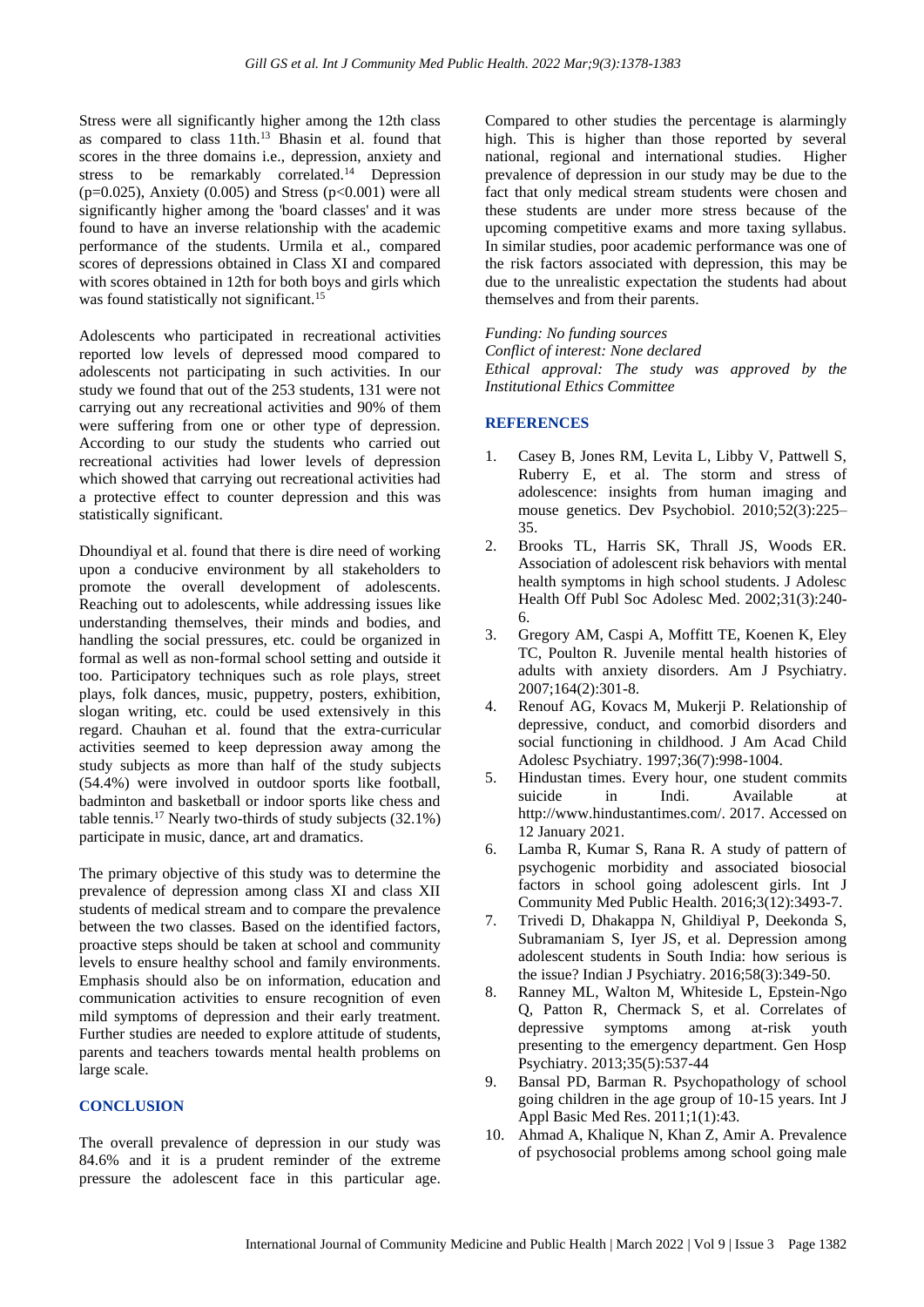Stress were all significantly higher among the 12th class as compared to class 11th.[13] Bhasin et al. found that scores in the three domains i.e., depression, anxiety and stress to be remarkably correlated.[14] Depression ($p=0.025$), Anxiety (0.005) and Stress ($p<0.001$) were all significantly higher among the 'board classes' and it was found to have an inverse relationship with the academic performance of the students. Urmila et al., compared scores of depressions obtained in Class XI and compared with scores obtained in 12th for both boys and girls which was found statistically not significant.[15]

Adolescents who participated in recreational activities reported low levels of depressed mood compared to adolescents not participating in such activities. In our study we found that out of the 253 students, 131 were not carrying out any recreational activities and 90% of them were suffering from one or other type of depression. According to our study the students who carried out recreational activities had lower levels of depression which showed that carrying out recreational activities had a protective effect to counter depression and this was statistically significant.

Dhoundiyal et al. found that there is dire need of working upon a conducive environment by all stakeholders to promote the overall development of adolescents. Reaching out to adolescents, while addressing issues like understanding themselves, their minds and bodies, and handling the social pressures, etc. could be organized in formal as well as non-formal school setting and outside it too. Participatory techniques such as role plays, street plays, folk dances, music, puppetry, posters, exhibition, slogan writing, etc. could be used extensively in this regard. Chauhan et al. found that the extra-curricular activities seemed to keep depression away among the study subjects as more than half of the study subjects (54.4%) were involved in outdoor sports like football, badminton and basketball or indoor sports like chess and table tennis.[17] Nearly two-thirds of study subjects (32.1%) participate in music, dance, art and dramatics.

The primary objective of this study was to determine the prevalence of depression among class XI and class XII students of medical stream and to compare the prevalence between the two classes. Based on the identified factors, proactive steps should be taken at school and community levels to ensure healthy school and family environments. Emphasis should also be on information, education and communication activities to ensure recognition of even mild symptoms of depression and their early treatment. Further studies are needed to explore attitude of students, parents and teachers towards mental health problems on large scale.

## CONCLUSION

The overall prevalence of depression in our study was 84.6% and it is a prudent reminder of the extreme pressure the adolescent face in this particular age. Compared to other studies the percentage is alarmingly high. This is higher than those reported by several national, regional and international studies. Higher prevalence of depression in our study may be due to the fact that only medical stream students were chosen and these students are under more stress because of the upcoming competitive exams and more taxing syllabus. In similar studies, poor academic performance was one of the risk factors associated with depression, this may be due to the unrealistic expectation the students had about themselves and from their parents.

*Funding: No funding sources*
*Conflict of interest: None declared*
*Ethical approval: The study was approved by the Institutional Ethics Committee*

## REFERENCES

1. Casey B, Jones RM, Levita L, Libby V, Pattwell S, Ruberry E, et al. The storm and stress of adolescence: insights from human imaging and mouse genetics. Dev Psychobiol. 2010;52(3):225–35.
2. Brooks TL, Harris SK, Thrall JS, Woods ER. Association of adolescent risk behaviors with mental health symptoms in high school students. J Adolesc Health Off Publ Soc Adolesc Med. 2002;31(3):240-6.
3. Gregory AM, Caspi A, Moffitt TE, Koenen K, Eley TC, Poulton R. Juvenile mental health histories of adults with anxiety disorders. Am J Psychiatry. 2007;164(2):301-8.
4. Renouf AG, Kovacs M, Mukerji P. Relationship of depressive, conduct, and comorbid disorders and social functioning in childhood. J Am Acad Child Adolesc Psychiatry. 1997;36(7):998-1004.
5. Hindustan times. Every hour, one student commits suicide in Indi. Available at http://www.hindustantimes.com/. 2017. Accessed on 12 January 2021.
6. Lamba R, Kumar S, Rana R. A study of pattern of psychogenic morbidity and associated biosocial factors in school going adolescent girls. Int J Community Med Public Health. 2016;3(12):3493-7.
7. Trivedi D, Dhakappa N, Ghildiyal P, Deekonda S, Subramaniam S, Iyer JS, et al. Depression among adolescent students in South India: how serious is the issue? Indian J Psychiatry. 2016;58(3):349-50.
8. Ranney ML, Walton M, Whiteside L, Epstein-Ngo Q, Patton R, Chermack S, et al. Correlates of depressive symptoms among at-risk youth presenting to the emergency department. Gen Hosp Psychiatry. 2013;35(5):537-44
9. Bansal PD, Barman R. Psychopathology of school going children in the age group of 10-15 years. Int J Appl Basic Med Res. 2011;1(1):43.
10. Ahmad A, Khalique N, Khan Z, Amir A. Prevalence of psychosocial problems among school going male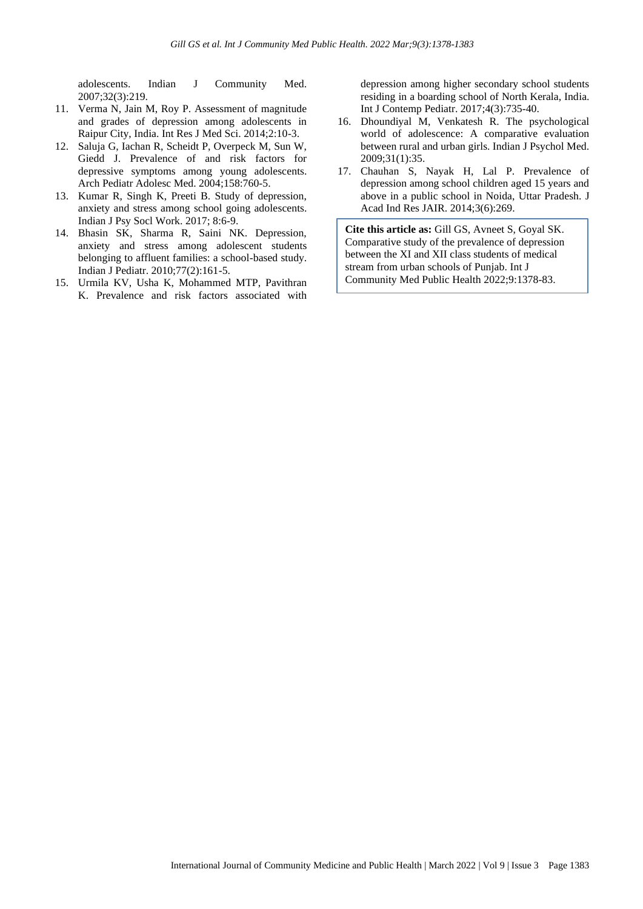adolescents. Indian J Community Med. 2007;32(3):219.

11. Verma N, Jain M, Roy P. Assessment of magnitude and grades of depression among adolescents in Raipur City, India. Int Res J Med Sci. 2014;2:10-3.
12. Saluja G, Iachan R, Scheidt P, Overpeck M, Sun W, Giedd J. Prevalence of and risk factors for depressive symptoms among young adolescents. Arch Pediatr Adolesc Med. 2004;158:760-5.
13. Kumar R, Singh K, Preeti B. Study of depression, anxiety and stress among school going adolescents. Indian J Psy Socl Work. 2017; 8:6-9.
14. Bhasin SK, Sharma R, Saini NK. Depression, anxiety and stress among adolescent students belonging to affluent families: a school-based study. Indian J Pediatr. 2010;77(2):161-5.
15. Urmila KV, Usha K, Mohammed MTP, Pavithran K. Prevalence and risk factors associated with depression among higher secondary school students residing in a boarding school of North Kerala, India. Int J Contemp Pediatr. 2017;4(3):735-40.
16. Dhoundiyal M, Venkatesh R. The psychological world of adolescence: A comparative evaluation between rural and urban girls. Indian J Psychol Med. 2009;31(1):35.
17. Chauhan S, Nayak H, Lal P. Prevalence of depression among school children aged 15 years and above in a public school in Noida, Uttar Pradesh. J Acad Ind Res JAIR. 2014;3(6):269.

**Cite this article as:** Gill GS, Avneet S, Goyal SK. Comparative study of the prevalence of depression between the XI and XII class students of medical stream from urban schools of Punjab. Int J Community Med Public Health 2022;9:1378-83.